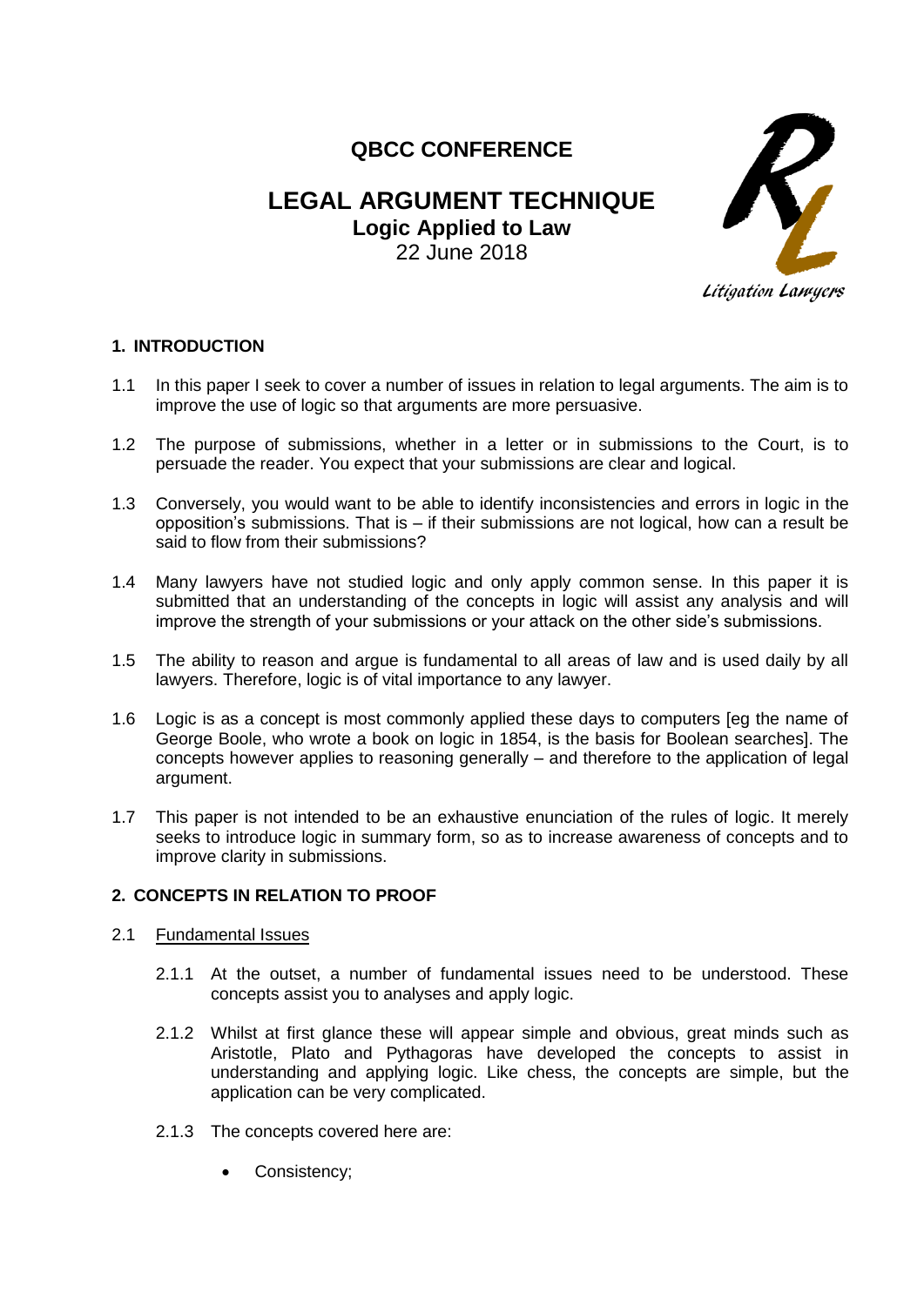# QBCC CONFERENCE

# LEGAL ARGUMENT TECHNIQUE

## Logic Applied to Law

22 June 2018

Litigation Lawyers

## 1. INTRODUCTION

1.1 In this paper I seek to cover a number of issues in relation to legal arguments. The aim is to improve the use of logic so that arguments are more persuasive.

1.2 The purpose of submissions, whether in a letter or in submissions to the Court, is to persuade the reader. You expect that your submissions are clear and logical.

1.3 Conversely, you would want to be able to identify inconsistencies and errors in logic in the opposition's submissions. That is – if their submissions are not logical, how can a result be said to flow from their submissions?

1.4 Many lawyers have not studied logic and only apply common sense. In this paper it is submitted that an understanding of the concepts in logic will assist any analysis and will improve the strength of your submissions or your attack on the other side's submissions.

1.5 The ability to reason and argue is fundamental to all areas of law and is used daily by all lawyers. Therefore, logic is of vital importance to any lawyer.

1.6 Logic is as a concept is most commonly applied these days to computers [eg the name of George Boole, who wrote a book on logic in 1854, is the basis for Boolean searches]. The concepts however applies to reasoning generally – and therefore to the application of legal argument.

1.7 This paper is not intended to be an exhaustive enunciation of the rules of logic. It merely seeks to introduce logic in summary form, so as to increase awareness of concepts and to improve clarity in submissions.

## 2. CONCEPTS IN RELATION TO PROOF

2.1 <u>Fundamental Issues</u>

2.1.1 At the outset, a number of fundamental issues need to be understood. These concepts assist you to analyses and apply logic.

2.1.2 Whilst at first glance these will appear simple and obvious, great minds such as Aristotle, Plato and Pythagoras have developed the concepts to assist in understanding and applying logic. Like chess, the concepts are simple, but the application can be very complicated.

2.1.3 The concepts covered here are:

- Consistency;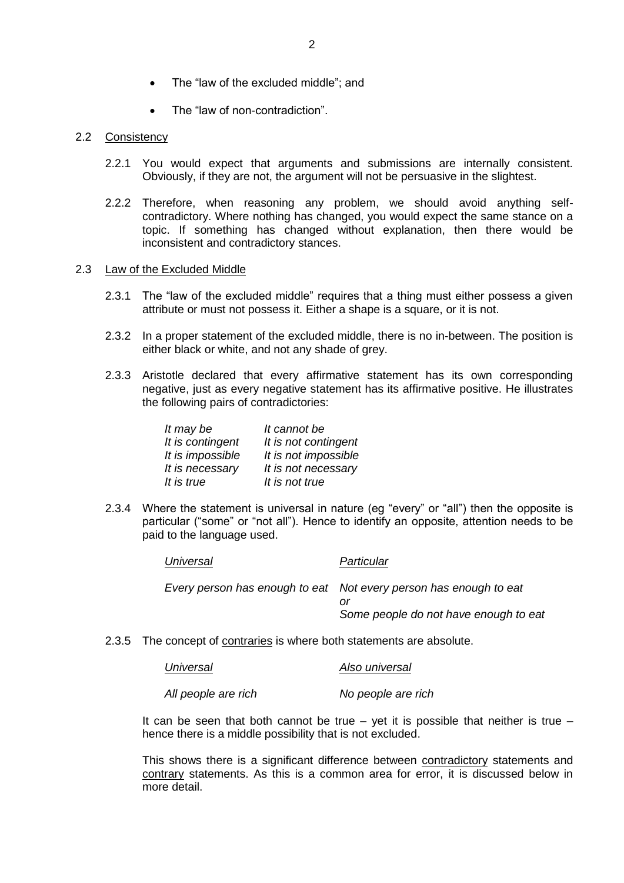- The "law of the excluded middle"; and
- The "law of non-contradiction".

## 2.2 Consistency

2.2.1 You would expect that arguments and submissions are internally consistent. Obviously, if they are not, the argument will not be persuasive in the slightest.

2.2.2 Therefore, when reasoning any problem, we should avoid anything self-contradictory. Where nothing has changed, you would expect the same stance on a topic. If something has changed without explanation, then there would be inconsistent and contradictory stances.

## 2.3 Law of the Excluded Middle

2.3.1 The "law of the excluded middle" requires that a thing must either possess a given attribute or must not possess it. Either a shape is a square, or it is not.

2.3.2 In a proper statement of the excluded middle, there is no in-between. The position is either black or white, and not any shade of grey.

2.3.3 Aristotle declared that every affirmative statement has its own corresponding negative, just as every negative statement has its affirmative positive. He illustrates the following pairs of contradictories:

| | |
|---|---|
| *It may be* | *It cannot be* |
| *It is contingent* | *It is not contingent* |
| *It is impossible* | *It is not impossible* |
| *It is necessary* | *It is not necessary* |
| *It is true* | *It is not true* |

2.3.4 Where the statement is universal in nature (eg "every" or "all") then the opposite is particular ("some" or "not all"). Hence to identify an opposite, attention needs to be paid to the language used.

| *Universal* | *Particular* |
|---|---|
| *Every person has enough to eat* | *Not every person has enough to eat* <br> *or* <br> *Some people do not have enough to eat* |

2.3.5 The concept of contraries is where both statements are absolute.

| *Universal* | *Also universal* |
|---|---|
| *All people are rich* | *No people are rich* |

It can be seen that both cannot be true – yet it is possible that neither is true – hence there is a middle possibility that is not excluded.

This shows there is a significant difference between contradictory statements and contrary statements. As this is a common area for error, it is discussed below in more detail.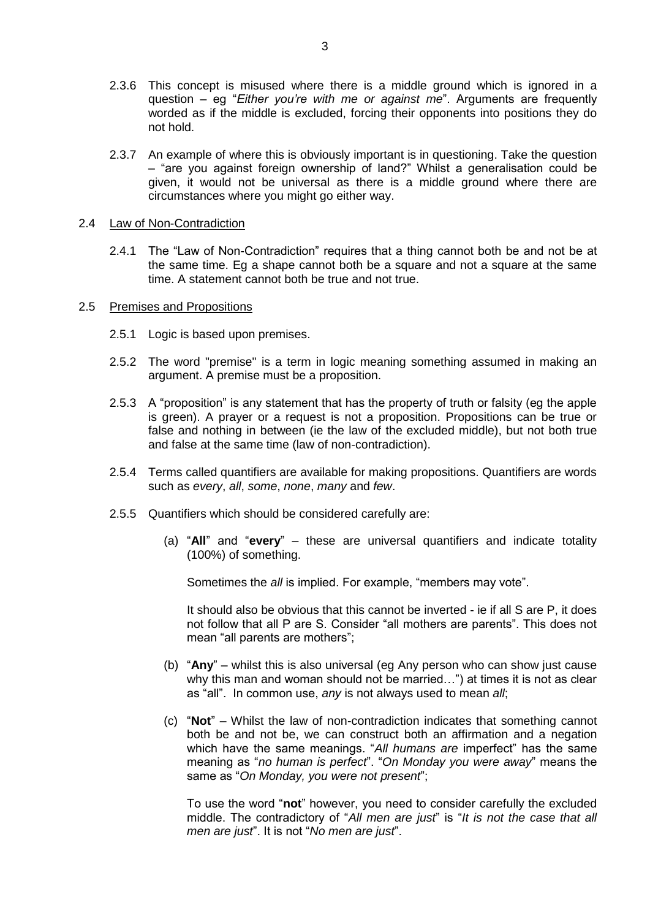2.3.6 This concept is misused where there is a middle ground which is ignored in a question – eg "*Either you're with me or against me*". Arguments are frequently worded as if the middle is excluded, forcing their opponents into positions they do not hold.

2.3.7 An example of where this is obviously important is in questioning. Take the question – "are you against foreign ownership of land?" Whilst a generalisation could be given, it would not be universal as there is a middle ground where there are circumstances where you might go either way.

2.4 Law of Non-Contradiction

2.4.1 The "Law of Non-Contradiction" requires that a thing cannot both be and not be at the same time. Eg a shape cannot both be a square and not a square at the same time. A statement cannot both be true and not true.

2.5 Premises and Propositions

2.5.1 Logic is based upon premises.

2.5.2 The word "premise" is a term in logic meaning something assumed in making an argument. A premise must be a proposition.

2.5.3 A "proposition" is any statement that has the property of truth or falsity (eg the apple is green). A prayer or a request is not a proposition. Propositions can be true or false and nothing in between (ie the law of the excluded middle), but not both true and false at the same time (law of non-contradiction).

2.5.4 Terms called quantifiers are available for making propositions. Quantifiers are words such as *every*, *all*, *some*, *none*, *many* and *few*.

2.5.5 Quantifiers which should be considered carefully are:

(a) "**All**" and "**every**" – these are universal quantifiers and indicate totality (100%) of something.

Sometimes the *all* is implied. For example, "members may vote".

It should also be obvious that this cannot be inverted - ie if all S are P, it does not follow that all P are S. Consider "all mothers are parents". This does not mean "all parents are mothers";

(b) "**Any**" – whilst this is also universal (eg Any person who can show just cause why this man and woman should not be married…") at times it is not as clear as "all". In common use, *any* is not always used to mean *all*;

(c) "**Not**" – Whilst the law of non-contradiction indicates that something cannot both be and not be, we can construct both an affirmation and a negation which have the same meanings. "*All humans are* imperfect" has the same meaning as "*no human is perfect*". "*On Monday you were away*" means the same as "*On Monday, you were not present*";

To use the word "**not**" however, you need to consider carefully the excluded middle. The contradictory of "*All men are just*" is "*It is not the case that all men are just*". It is not "*No men are just*".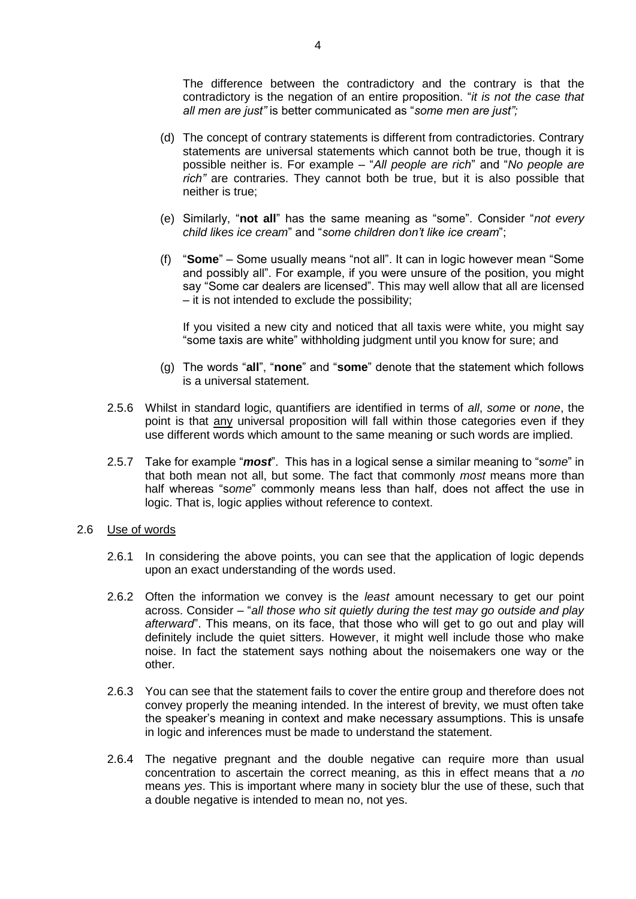The difference between the contradictory and the contrary is that the contradictory is the negation of an entire proposition. "*it is not the case that all men are just"* is better communicated as "*some men are just";*

(d) The concept of contrary statements is different from contradictories. Contrary statements are universal statements which cannot both be true, though it is possible neither is. For example – "*All people are rich*" and "*No people are rich"* are contraries. They cannot both be true, but it is also possible that neither is true;

(e) Similarly, "**not all**" has the same meaning as "some". Consider "*not every child likes ice cream*" and "*some children don't like ice cream*";

(f) "**Some**" – Some usually means "not all". It can in logic however mean "Some and possibly all". For example, if you were unsure of the position, you might say "Some car dealers are licensed". This may well allow that all are licensed – it is not intended to exclude the possibility;

If you visited a new city and noticed that all taxis were white, you might say "some taxis are white" withholding judgment until you know for sure; and

(g) The words "**all**", "**none**" and "**some**" denote that the statement which follows is a universal statement.

2.5.6 Whilst in standard logic, quantifiers are identified in terms of *all*, *some* or *none*, the point is that <u>any</u> universal proposition will fall within those categories even if they use different words which amount to the same meaning or such words are implied.

2.5.7 Take for example "***most***". This has in a logical sense a similar meaning to "s*ome*" in that both mean not all, but some. The fact that commonly *most* means more than half whereas "s*ome*" commonly means less than half, does not affect the use in logic. That is, logic applies without reference to context.

2.6 <u>Use of words</u>

2.6.1 In considering the above points, you can see that the application of logic depends upon an exact understanding of the words used.

2.6.2 Often the information we convey is the *least* amount necessary to get our point across. Consider – "*all those who sit quietly during the test may go outside and play afterward*". This means, on its face, that those who will get to go out and play will definitely include the quiet sitters. However, it might well include those who make noise. In fact the statement says nothing about the noisemakers one way or the other.

2.6.3 You can see that the statement fails to cover the entire group and therefore does not convey properly the meaning intended. In the interest of brevity, we must often take the speaker's meaning in context and make necessary assumptions. This is unsafe in logic and inferences must be made to understand the statement.

2.6.4 The negative pregnant and the double negative can require more than usual concentration to ascertain the correct meaning, as this in effect means that a *no* means *yes*. This is important where many in society blur the use of these, such that a double negative is intended to mean no, not yes.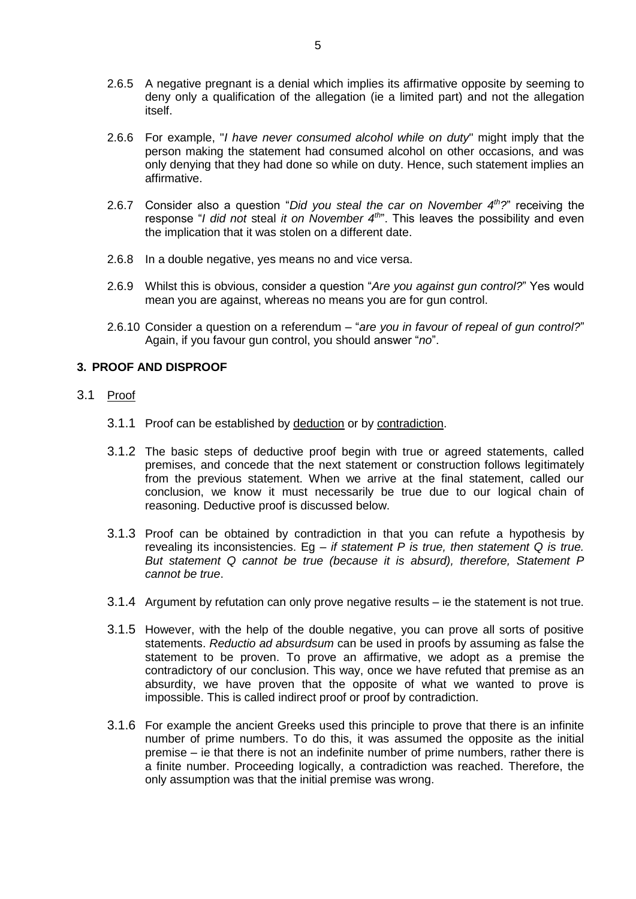2.6.5 A negative pregnant is a denial which implies its affirmative opposite by seeming to deny only a qualification of the allegation (ie a limited part) and not the allegation itself.

2.6.6 For example, "*I have never consumed alcohol while on duty*" might imply that the person making the statement had consumed alcohol on other occasions, and was only denying that they had done so while on duty. Hence, such statement implies an affirmative.

2.6.7 Consider also a question "*Did you steal the car on November 4th?*" receiving the response "*I did not* steal *it on November 4th*". This leaves the possibility and even the implication that it was stolen on a different date.

2.6.8 In a double negative, yes means no and vice versa.

2.6.9 Whilst this is obvious, consider a question "*Are you against gun control?*" Yes would mean you are against, whereas no means you are for gun control.

2.6.10 Consider a question on a referendum – "*are you in favour of repeal of gun control?*" Again, if you favour gun control, you should answer "*no*".

## 3. PROOF AND DISPROOF

### 3.1 Proof

3.1.1 Proof can be established by deduction or by contradiction.

3.1.2 The basic steps of deductive proof begin with true or agreed statements, called premises, and concede that the next statement or construction follows legitimately from the previous statement. When we arrive at the final statement, called our conclusion, we know it must necessarily be true due to our logical chain of reasoning. Deductive proof is discussed below.

3.1.3 Proof can be obtained by contradiction in that you can refute a hypothesis by revealing its inconsistencies. Eg – *if statement P is true, then statement Q is true. But statement Q cannot be true (because it is absurd), therefore, Statement P cannot be true*.

3.1.4 Argument by refutation can only prove negative results – ie the statement is not true.

3.1.5 However, with the help of the double negative, you can prove all sorts of positive statements. *Reductio ad absurdsum* can be used in proofs by assuming as false the statement to be proven. To prove an affirmative, we adopt as a premise the contradictory of our conclusion. This way, once we have refuted that premise as an absurdity, we have proven that the opposite of what we wanted to prove is impossible. This is called indirect proof or proof by contradiction.

3.1.6 For example the ancient Greeks used this principle to prove that there is an infinite number of prime numbers. To do this, it was assumed the opposite as the initial premise – ie that there is not an indefinite number of prime numbers, rather there is a finite number. Proceeding logically, a contradiction was reached. Therefore, the only assumption was that the initial premise was wrong.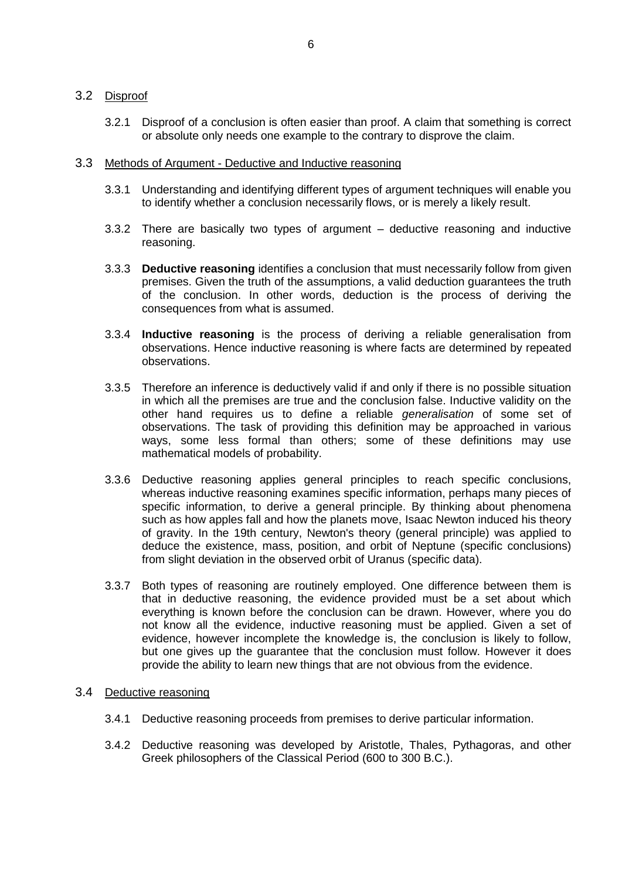### 3.2 Disproof

3.2.1 Disproof of a conclusion is often easier than proof. A claim that something is correct or absolute only needs one example to the contrary to disprove the claim.

### 3.3 Methods of Argument - Deductive and Inductive reasoning

3.3.1 Understanding and identifying different types of argument techniques will enable you to identify whether a conclusion necessarily flows, or is merely a likely result.

3.3.2 There are basically two types of argument – deductive reasoning and inductive reasoning.

3.3.3 **Deductive reasoning** identifies a conclusion that must necessarily follow from given premises. Given the truth of the assumptions, a valid deduction guarantees the truth of the conclusion. In other words, deduction is the process of deriving the consequences from what is assumed.

3.3.4 **Inductive reasoning** is the process of deriving a reliable generalisation from observations. Hence inductive reasoning is where facts are determined by repeated observations.

3.3.5 Therefore an inference is deductively valid if and only if there is no possible situation in which all the premises are true and the conclusion false. Inductive validity on the other hand requires us to define a reliable *generalisation* of some set of observations. The task of providing this definition may be approached in various ways, some less formal than others; some of these definitions may use mathematical models of probability.

3.3.6 Deductive reasoning applies general principles to reach specific conclusions, whereas inductive reasoning examines specific information, perhaps many pieces of specific information, to derive a general principle. By thinking about phenomena such as how apples fall and how the planets move, Isaac Newton induced his theory of gravity. In the 19th century, Newton's theory (general principle) was applied to deduce the existence, mass, position, and orbit of Neptune (specific conclusions) from slight deviation in the observed orbit of Uranus (specific data).

3.3.7 Both types of reasoning are routinely employed. One difference between them is that in deductive reasoning, the evidence provided must be a set about which everything is known before the conclusion can be drawn. However, where you do not know all the evidence, inductive reasoning must be applied. Given a set of evidence, however incomplete the knowledge is, the conclusion is likely to follow, but one gives up the guarantee that the conclusion must follow. However it does provide the ability to learn new things that are not obvious from the evidence.

### 3.4 Deductive reasoning

3.4.1 Deductive reasoning proceeds from premises to derive particular information.

3.4.2 Deductive reasoning was developed by Aristotle, Thales, Pythagoras, and other Greek philosophers of the Classical Period (600 to 300 B.C.).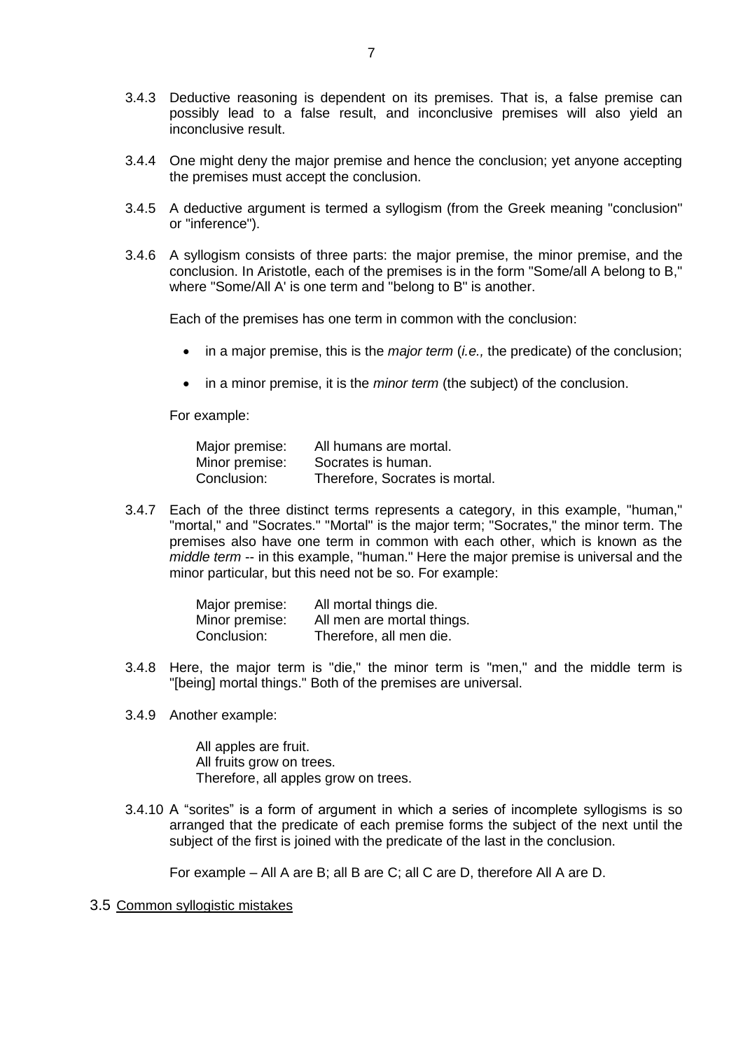3.4.3 Deductive reasoning is dependent on its premises. That is, a false premise can possibly lead to a false result, and inconclusive premises will also yield an inconclusive result.

3.4.4 One might deny the major premise and hence the conclusion; yet anyone accepting the premises must accept the conclusion.

3.4.5 A deductive argument is termed a syllogism (from the Greek meaning "conclusion" or "inference").

3.4.6 A syllogism consists of three parts: the major premise, the minor premise, and the conclusion. In Aristotle, each of the premises is in the form "Some/all A belong to B," where "Some/All A' is one term and "belong to B" is another.

Each of the premises has one term in common with the conclusion:

- in a major premise, this is the *major term* (*i.e.,* the predicate) of the conclusion;
- in a minor premise, it is the *minor term* (the subject) of the conclusion.

For example:

| | |
|---|---|
| Major premise: | All humans are mortal. |
| Minor premise: | Socrates is human. |
| Conclusion: | Therefore, Socrates is mortal. |

3.4.7 Each of the three distinct terms represents a category, in this example, "human," "mortal," and "Socrates." "Mortal" is the major term; "Socrates," the minor term. The premises also have one term in common with each other, which is known as the *middle term* -- in this example, "human." Here the major premise is universal and the minor particular, but this need not be so. For example:

| | |
|---|---|
| Major premise: | All mortal things die. |
| Minor premise: | All men are mortal things. |
| Conclusion: | Therefore, all men die. |

3.4.8 Here, the major term is "die," the minor term is "men," and the middle term is "[being] mortal things." Both of the premises are universal.

3.4.9 Another example:

All apples are fruit.
All fruits grow on trees.
Therefore, all apples grow on trees.

3.4.10 A "sorites" is a form of argument in which a series of incomplete syllogisms is so arranged that the predicate of each premise forms the subject of the next until the subject of the first is joined with the predicate of the last in the conclusion.

For example – All A are B; all B are C; all C are D, therefore All A are D.

## 3.5 Common syllogistic mistakes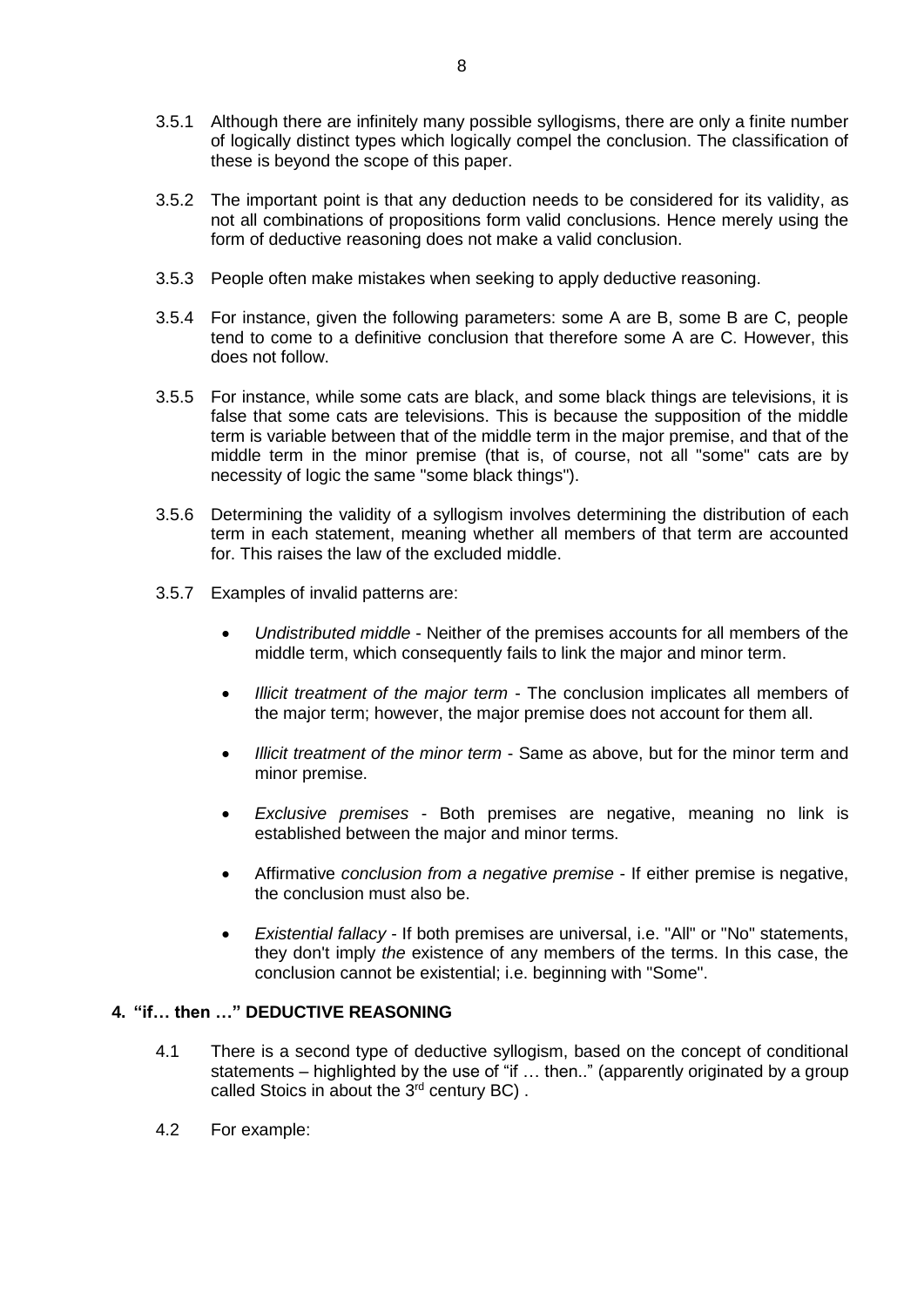3.5.1 Although there are infinitely many possible syllogisms, there are only a finite number of logically distinct types which logically compel the conclusion. The classification of these is beyond the scope of this paper.

3.5.2 The important point is that any deduction needs to be considered for its validity, as not all combinations of propositions form valid conclusions. Hence merely using the form of deductive reasoning does not make a valid conclusion.

3.5.3 People often make mistakes when seeking to apply deductive reasoning.

3.5.4 For instance, given the following parameters: some A are B, some B are C, people tend to come to a definitive conclusion that therefore some A are C. However, this does not follow.

3.5.5 For instance, while some cats are black, and some black things are televisions, it is false that some cats are televisions. This is because the supposition of the middle term is variable between that of the middle term in the major premise, and that of the middle term in the minor premise (that is, of course, not all "some" cats are by necessity of logic the same "some black things").

3.5.6 Determining the validity of a syllogism involves determining the distribution of each term in each statement, meaning whether all members of that term are accounted for. This raises the law of the excluded middle.

3.5.7 Examples of invalid patterns are:

- *Undistributed middle* - Neither of the premises accounts for all members of the middle term, which consequently fails to link the major and minor term.
- *Illicit treatment of the major term* - The conclusion implicates all members of the major term; however, the major premise does not account for them all.
- *Illicit treatment of the minor term* - Same as above, but for the minor term and minor premise.
- *Exclusive premises* - Both premises are negative, meaning no link is established between the major and minor terms.
- Affirmative *conclusion from a negative premise* - If either premise is negative, the conclusion must also be.
- *Existential fallacy* - If both premises are universal, i.e. "All" or "No" statements, they don't imply *the* existence of any members of the terms. In this case, the conclusion cannot be existential; i.e. beginning with "Some".

## 4. "if… then …" DEDUCTIVE REASONING

4.1 There is a second type of deductive syllogism, based on the concept of conditional statements – highlighted by the use of "if … then.." (apparently originated by a group called Stoics in about the 3rd century BC) .

4.2 For example: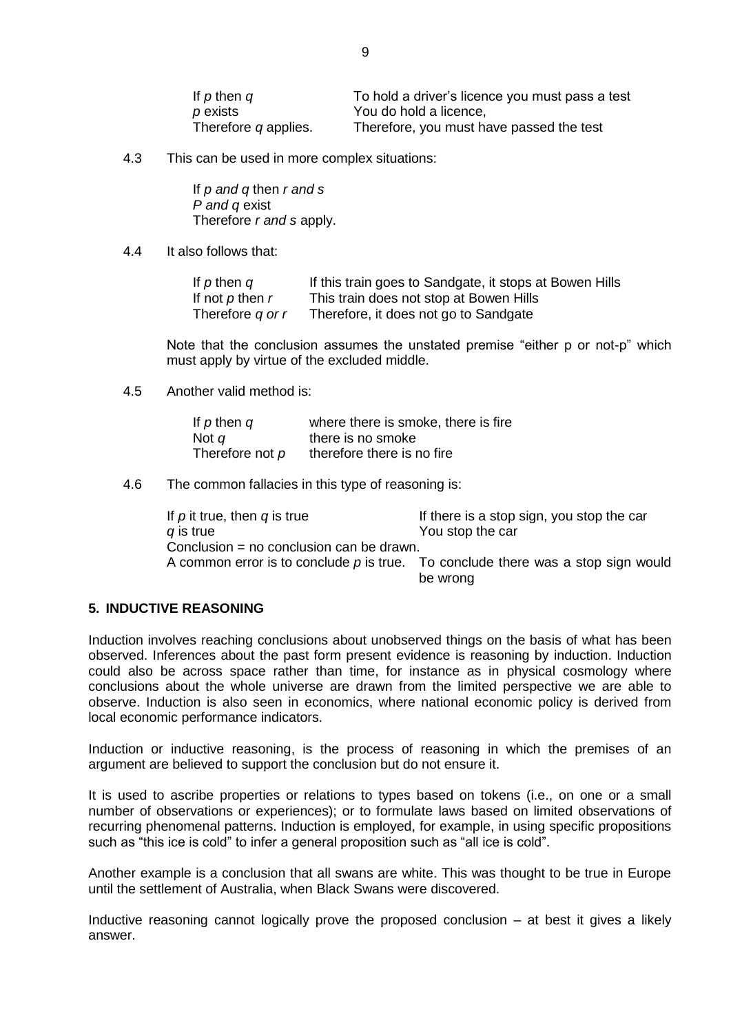| | |
|---|---|
| If *p* then *q* | To hold a driver's licence you must pass a test |
| *p* exists | You do hold a licence, |
| Therefore *q* applies. | Therefore, you must have passed the test |

4.3 This can be used in more complex situations:

> If *p and q* then *r and s*
> *P and q* exist
> Therefore *r and s* apply.

4.4 It also follows that:

| | |
|---|---|
| If *p* then *q* | If this train goes to Sandgate, it stops at Bowen Hills |
| If not *p* then *r* | This train does not stop at Bowen Hills |
| Therefore *q or r* | Therefore, it does not go to Sandgate |

Note that the conclusion assumes the unstated premise "either p or not-p" which must apply by virtue of the excluded middle.

4.5 Another valid method is:

| | |
|---|---|
| If *p* then *q* | where there is smoke, there is fire |
| Not *q* | there is no smoke |
| Therefore not *p* | therefore there is no fire |

4.6 The common fallacies in this type of reasoning is:

| | |
|---|---|
| If *p* it true, then *q* is true | If there is a stop sign, you stop the car |
| *q* is true | You stop the car |
| Conclusion = no conclusion can be drawn. | |
| A common error is to conclude *p* is true. | To conclude there was a stop sign would be wrong |

## 5. INDUCTIVE REASONING

Induction involves reaching conclusions about unobserved things on the basis of what has been observed. Inferences about the past form present evidence is reasoning by induction. Induction could also be across space rather than time, for instance as in physical cosmology where conclusions about the whole universe are drawn from the limited perspective we are able to observe. Induction is also seen in economics, where national economic policy is derived from local economic performance indicators.

Induction or inductive reasoning, is the process of reasoning in which the premises of an argument are believed to support the conclusion but do not ensure it.

It is used to ascribe properties or relations to types based on tokens (i.e., on one or a small number of observations or experiences); or to formulate laws based on limited observations of recurring phenomenal patterns. Induction is employed, for example, in using specific propositions such as "this ice is cold" to infer a general proposition such as "all ice is cold".

Another example is a conclusion that all swans are white. This was thought to be true in Europe until the settlement of Australia, when Black Swans were discovered.

Inductive reasoning cannot logically prove the proposed conclusion – at best it gives a likely answer.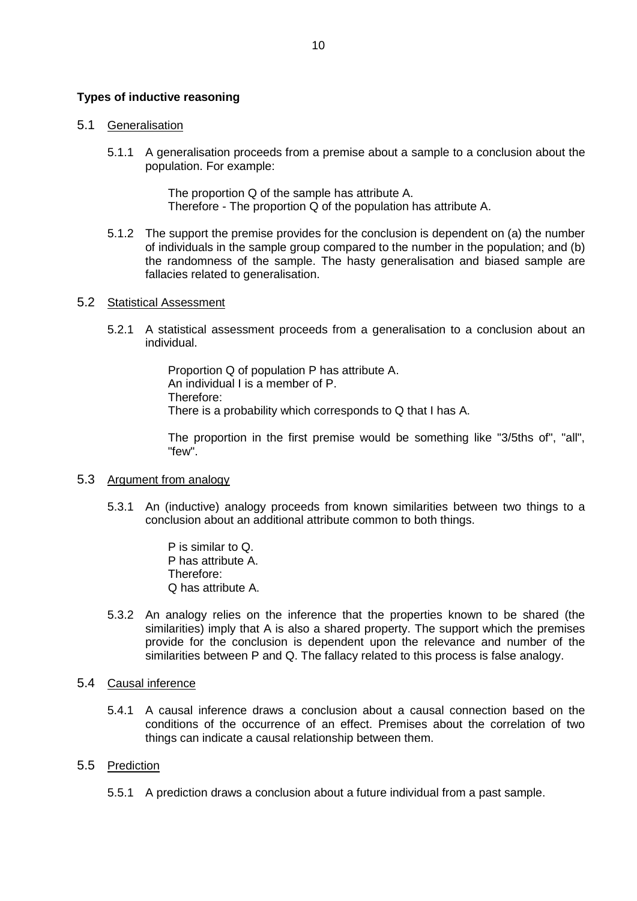**Types of inductive reasoning**

5.1 Generalisation

5.1.1 A generalisation proceeds from a premise about a sample to a conclusion about the population. For example:

> The proportion Q of the sample has attribute A.
> Therefore - The proportion Q of the population has attribute A.

5.1.2 The support the premise provides for the conclusion is dependent on (a) the number of individuals in the sample group compared to the number in the population; and (b) the randomness of the sample. The hasty generalisation and biased sample are fallacies related to generalisation.

5.2 Statistical Assessment

5.2.1 A statistical assessment proceeds from a generalisation to a conclusion about an individual.

> Proportion Q of population P has attribute A.
> An individual I is a member of P.
> Therefore:
> There is a probability which corresponds to Q that I has A.

The proportion in the first premise would be something like "3/5ths of", "all", "few".

5.3 Argument from analogy

5.3.1 An (inductive) analogy proceeds from known similarities between two things to a conclusion about an additional attribute common to both things.

> P is similar to Q.
> P has attribute A.
> Therefore:
> Q has attribute A.

5.3.2 An analogy relies on the inference that the properties known to be shared (the similarities) imply that A is also a shared property. The support which the premises provide for the conclusion is dependent upon the relevance and number of the similarities between P and Q. The fallacy related to this process is false analogy.

5.4 Causal inference

5.4.1 A causal inference draws a conclusion about a causal connection based on the conditions of the occurrence of an effect. Premises about the correlation of two things can indicate a causal relationship between them.

5.5 Prediction

5.5.1 A prediction draws a conclusion about a future individual from a past sample.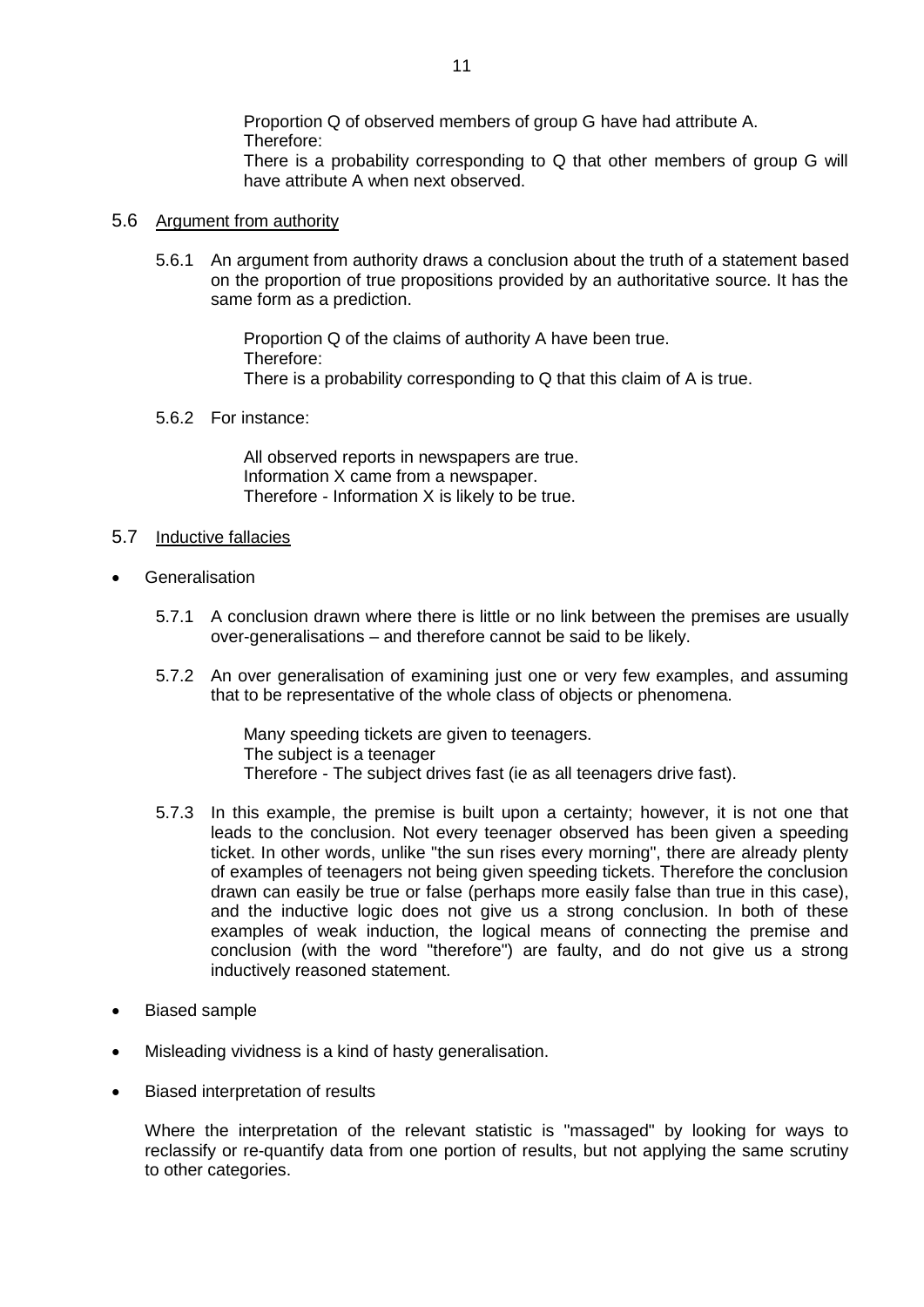Proportion Q of observed members of group G have had attribute A.
Therefore:
There is a probability corresponding to Q that other members of group G will have attribute A when next observed.

## 5.6 Argument from authority

5.6.1 An argument from authority draws a conclusion about the truth of a statement based on the proportion of true propositions provided by an authoritative source. It has the same form as a prediction.

> Proportion Q of the claims of authority A have been true.
> Therefore:
> There is a probability corresponding to Q that this claim of A is true.

5.6.2 For instance:

> All observed reports in newspapers are true.
> Information X came from a newspaper.
> Therefore - Information X is likely to be true.

## 5.7 Inductive fallacies

- Generalisation

5.7.1 A conclusion drawn where there is little or no link between the premises are usually over-generalisations – and therefore cannot be said to be likely.

5.7.2 An over generalisation of examining just one or very few examples, and assuming that to be representative of the whole class of objects or phenomena.

> Many speeding tickets are given to teenagers.
> The subject is a teenager
> Therefore - The subject drives fast (ie as all teenagers drive fast).

5.7.3 In this example, the premise is built upon a certainty; however, it is not one that leads to the conclusion. Not every teenager observed has been given a speeding ticket. In other words, unlike "the sun rises every morning", there are already plenty of examples of teenagers not being given speeding tickets. Therefore the conclusion drawn can easily be true or false (perhaps more easily false than true in this case), and the inductive logic does not give us a strong conclusion. In both of these examples of weak induction, the logical means of connecting the premise and conclusion (with the word "therefore") are faulty, and do not give us a strong inductively reasoned statement.

- Biased sample

- Misleading vividness is a kind of hasty generalisation.

- Biased interpretation of results

  Where the interpretation of the relevant statistic is "massaged" by looking for ways to reclassify or re-quantify data from one portion of results, but not applying the same scrutiny to other categories.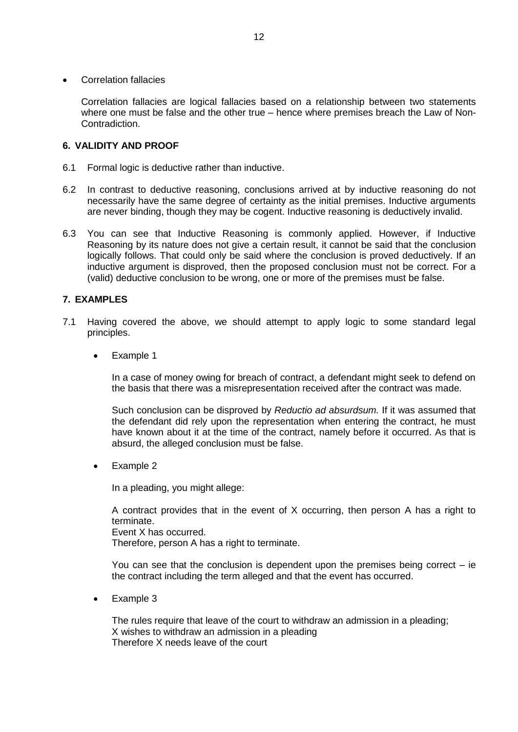- Correlation fallacies

  Correlation fallacies are logical fallacies based on a relationship between two statements where one must be false and the other true – hence where premises breach the Law of Non-Contradiction.

## 6. VALIDITY AND PROOF

6.1 Formal logic is deductive rather than inductive.

6.2 In contrast to deductive reasoning, conclusions arrived at by inductive reasoning do not necessarily have the same degree of certainty as the initial premises. Inductive arguments are never binding, though they may be cogent. Inductive reasoning is deductively invalid.

6.3 You can see that Inductive Reasoning is commonly applied. However, if Inductive Reasoning by its nature does not give a certain result, it cannot be said that the conclusion logically follows. That could only be said where the conclusion is proved deductively. If an inductive argument is disproved, then the proposed conclusion must not be correct. For a (valid) deductive conclusion to be wrong, one or more of the premises must be false.

## 7. EXAMPLES

7.1 Having covered the above, we should attempt to apply logic to some standard legal principles.

- Example 1

  In a case of money owing for breach of contract, a defendant might seek to defend on the basis that there was a misrepresentation received after the contract was made.

  Such conclusion can be disproved by *Reductio ad absurdsum.* If it was assumed that the defendant did rely upon the representation when entering the contract, he must have known about it at the time of the contract, namely before it occurred. As that is absurd, the alleged conclusion must be false.

- Example 2

  In a pleading, you might allege:

  A contract provides that in the event of X occurring, then person A has a right to terminate.
  Event X has occurred.
  Therefore, person A has a right to terminate.

  You can see that the conclusion is dependent upon the premises being correct – ie the contract including the term alleged and that the event has occurred.

- Example 3

  The rules require that leave of the court to withdraw an admission in a pleading;
  X wishes to withdraw an admission in a pleading
  Therefore X needs leave of the court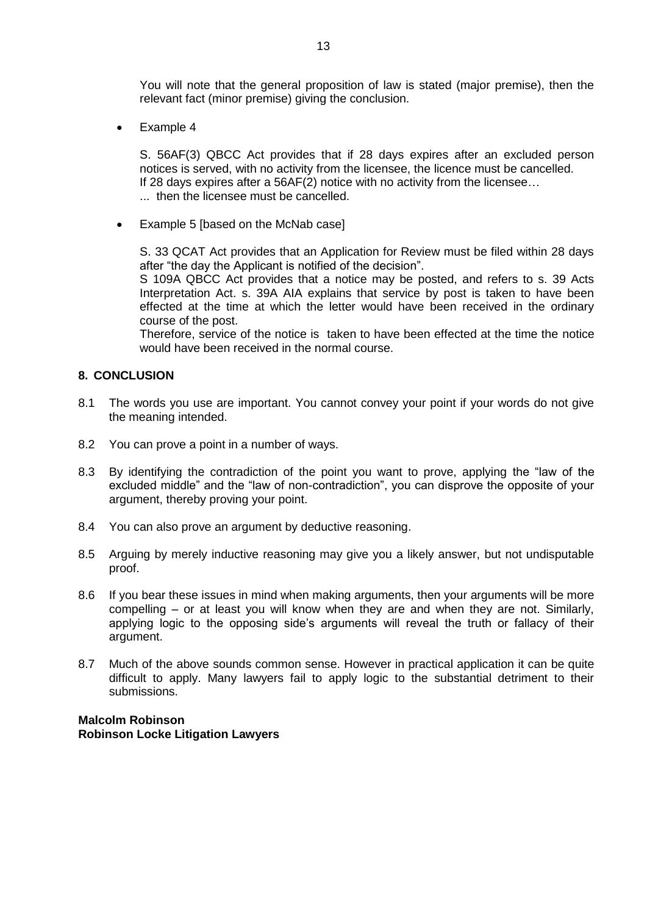You will note that the general proposition of law is stated (major premise), then the relevant fact (minor premise) giving the conclusion.

- Example 4

  S. 56AF(3) QBCC Act provides that if 28 days expires after an excluded person notices is served, with no activity from the licensee, the licence must be cancelled.
  If 28 days expires after a 56AF(2) notice with no activity from the licensee…
  ... then the licensee must be cancelled.

- Example 5 [based on the McNab case]

  S. 33 QCAT Act provides that an Application for Review must be filed within 28 days after "the day the Applicant is notified of the decision".
  S 109A QBCC Act provides that a notice may be posted, and refers to s. 39 Acts Interpretation Act. s. 39A AIA explains that service by post is taken to have been effected at the time at which the letter would have been received in the ordinary course of the post.
  Therefore, service of the notice is taken to have been effected at the time the notice would have been received in the normal course.

## 8. CONCLUSION

8.1 The words you use are important. You cannot convey your point if your words do not give the meaning intended.

8.2 You can prove a point in a number of ways.

8.3 By identifying the contradiction of the point you want to prove, applying the "law of the excluded middle" and the "law of non-contradiction", you can disprove the opposite of your argument, thereby proving your point.

8.4 You can also prove an argument by deductive reasoning.

8.5 Arguing by merely inductive reasoning may give you a likely answer, but not undisputable proof.

8.6 If you bear these issues in mind when making arguments, then your arguments will be more compelling – or at least you will know when they are and when they are not. Similarly, applying logic to the opposing side's arguments will reveal the truth or fallacy of their argument.

8.7 Much of the above sounds common sense. However in practical application it can be quite difficult to apply. Many lawyers fail to apply logic to the substantial detriment to their submissions.

**Malcolm Robinson**
**Robinson Locke Litigation Lawyers**